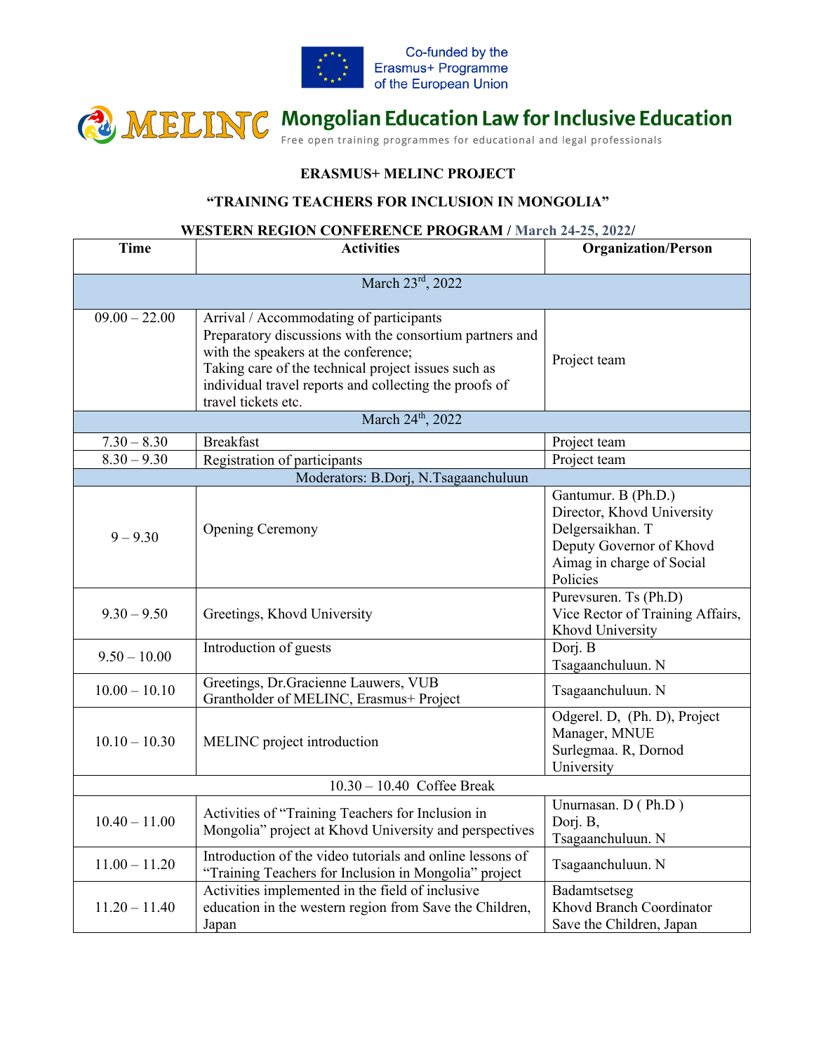Co-funded by the Erasmus+ Programme of the European Union

MELINC **Mongolian Education Law for Inclusive Education**

Free open training programmes for educational and legal professionals

**ERASMUS+ MELINC PROJECT**

**"TRAINING TEACHERS FOR INCLUSION IN MONGOLIA"**

**WESTERN REGION CONFERENCE PROGRAM / March 24-25, 2022/**

| Time | Activities | Organization/Person |
|---|---|---|
| March 23rd, 2022 | | |
| 09.00 – 22.00 | Arrival / Accommodating of participants<br>Preparatory discussions with the consortium partners and with the speakers at the conference;<br>Taking care of the technical project issues such as individual travel reports and collecting the proofs of travel tickets etc. | Project team |
| March 24th, 2022 | | |
| 7.30 – 8.30 | Breakfast | Project team |
| 8.30 – 9.30 | Registration of participants | Project team |
| Moderators: B.Dorj, N.Tsagaanchuluun | | |
| 9 – 9.30 | Opening Ceremony | Gantumur. B (Ph.D.)<br>Director, Khovd University<br>Delgersaikhan. T<br>Deputy Governor of Khovd Aimag in charge of Social Policies |
| 9.30 – 9.50 | Greetings, Khovd University | Purevsuren. Ts (Ph.D)<br>Vice Rector of Training Affairs, Khovd University |
| 9.50 – 10.00 | Introduction of guests | Dorj. B<br>Tsagaanchuluun. N |
| 10.00 – 10.10 | Greetings, Dr.Gracienne Lauwers, VUB<br>Grantholder of MELINC, Erasmus+ Project | Tsagaanchuluun. N |
| 10.10 – 10.30 | MELINC project introduction | Odgerel. D, (Ph. D), Project Manager, MNUE<br>Surlegmaa. R, Dornod University |
| 10.30 – 10.40 Coffee Break | | |
| 10.40 – 11.00 | Activities of "Training Teachers for Inclusion in Mongolia" project at Khovd University and perspectives | Unurnasan. D ( Ph.D )<br>Dorj. B,<br>Tsagaanchuluun. N |
| 11.00 – 11.20 | Introduction of the video tutorials and online lessons of "Training Teachers for Inclusion in Mongolia" project | Tsagaanchuluun. N |
| 11.20 – 11.40 | Activities implemented in the field of inclusive education in the western region from Save the Children, Japan | Badamtsetseg<br>Khovd Branch Coordinator<br>Save the Children, Japan |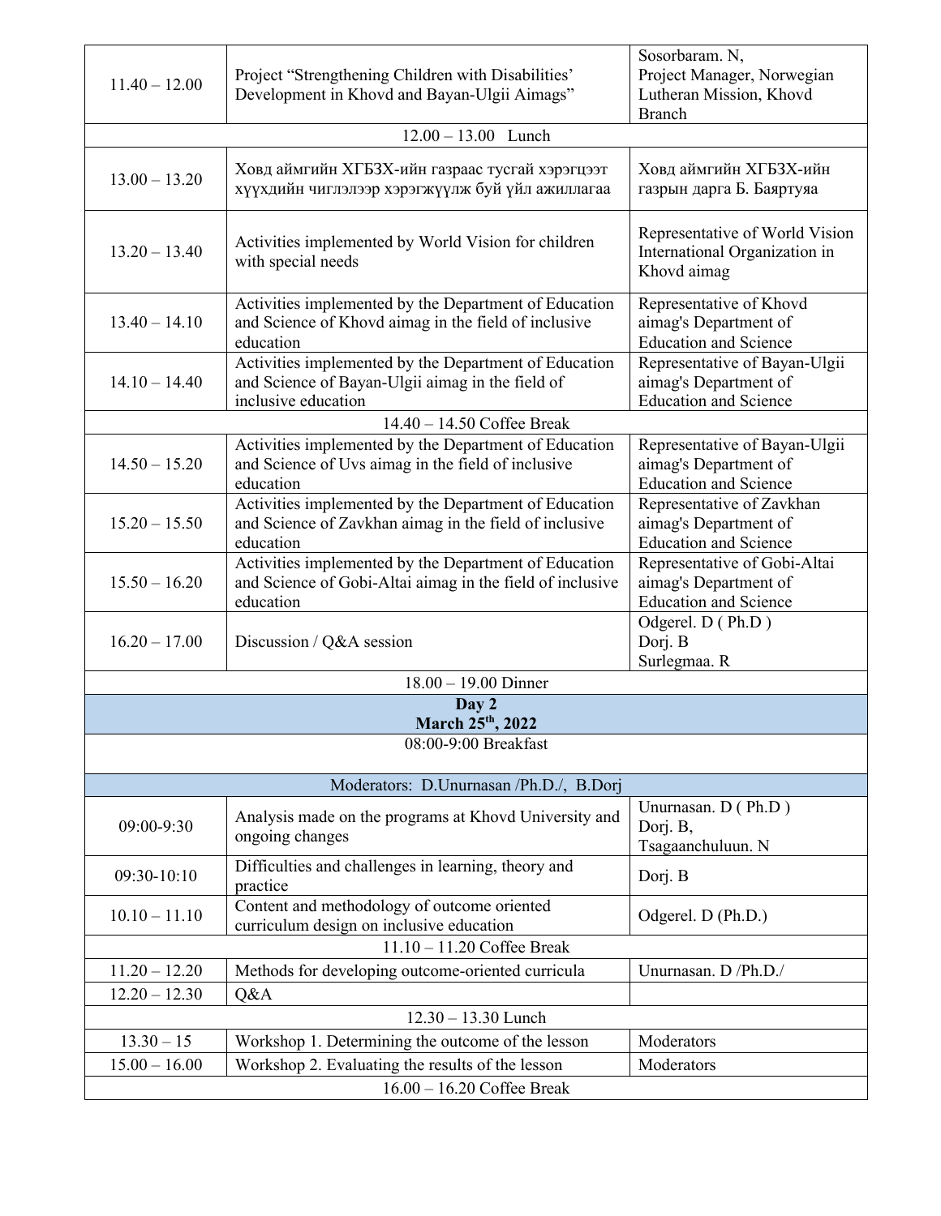| | | |
|---|---|---|
| 11.40 – 12.00 | Project "Strengthening Children with Disabilities' Development in Khovd and Bayan-Ulgii Aimags" | Sosorbaram. N, Project Manager, Norwegian Lutheran Mission, Khovd Branch |
| 12.00 – 13.00 Lunch | | |
| 13.00 – 13.20 | Ховд аймгийн ХГБЗХ-ийн газраас тусгай хэрэгцээт хүүхдийн чиглэлээр хэрэгжүүлж буй үйл ажиллагаа | Ховд аймгийн ХГБЗХ-ийн газрын дарга Б. Баяртуяа |
| 13.20 – 13.40 | Activities implemented by World Vision for children with special needs | Representative of World Vision International Organization in Khovd aimag |
| 13.40 – 14.10 | Activities implemented by the Department of Education and Science of Khovd aimag in the field of inclusive education | Representative of Khovd aimag's Department of Education and Science |
| 14.10 – 14.40 | Activities implemented by the Department of Education and Science of Bayan-Ulgii aimag in the field of inclusive education | Representative of Bayan-Ulgii aimag's Department of Education and Science |
| 14.40 – 14.50 Coffee Break | | |
| 14.50 – 15.20 | Activities implemented by the Department of Education and Science of Uvs aimag in the field of inclusive education | Representative of Bayan-Ulgii aimag's Department of Education and Science |
| 15.20 – 15.50 | Activities implemented by the Department of Education and Science of Zavkhan aimag in the field of inclusive education | Representative of Zavkhan aimag's Department of Education and Science |
| 15.50 – 16.20 | Activities implemented by the Department of Education and Science of Gobi-Altai aimag in the field of inclusive education | Representative of Gobi-Altai aimag's Department of Education and Science |
| 16.20 – 17.00 | Discussion / Q&A session | Odgerel. D ( Ph.D ) Dorj. B Surlegmaa. R |
| 18.00 – 19.00 Dinner | | |
| **Day 2 March 25th, 2022** | | |
| 08:00-9:00 Breakfast | | |
| Moderators: D.Unurnasan /Ph.D./, B.Dorj | | |
| 09:00-9:30 | Analysis made on the programs at Khovd University and ongoing changes | Unurnasan. D ( Ph.D ) Dorj. B, Tsagaanchuluun. N |
| 09:30-10:10 | Difficulties and challenges in learning, theory and practice | Dorj. B |
| 10.10 – 11.10 | Content and methodology of outcome oriented curriculum design on inclusive education | Odgerel. D (Ph.D.) |
| 11.10 – 11.20 Coffee Break | | |
| 11.20 – 12.20 | Methods for developing outcome-oriented curricula | Unurnasan. D /Ph.D./ |
| 12.20 – 12.30 | Q&A | |
| 12.30 – 13.30 Lunch | | |
| 13.30 – 15 | Workshop 1. Determining the outcome of the lesson | Moderators |
| 15.00 – 16.00 | Workshop 2. Evaluating the results of the lesson | Moderators |
| 16.00 – 16.20 Coffee Break | | |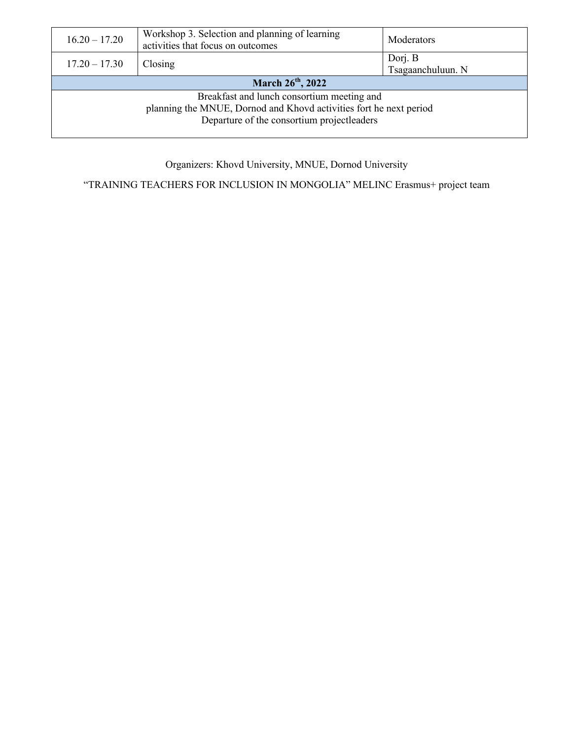| | | |
|---|---|---|
| 16.20 – 17.20 | Workshop 3. Selection and planning of learning activities that focus on outcomes | Moderators |
| 17.20 – 17.30 | Closing | Dorj. B<br>Tsagaanchuluun. N |
| **March 26th, 2022** | | |
| Breakfast and lunch consortium meeting and<br>planning the MNUE, Dornod and Khovd activities fort he next period<br>Departure of the consortium projectleaders | | |

Organizers: Khovd University, MNUE, Dornod University

"TRAINING TEACHERS FOR INCLUSION IN MONGOLIA" MELINC Erasmus+ project team